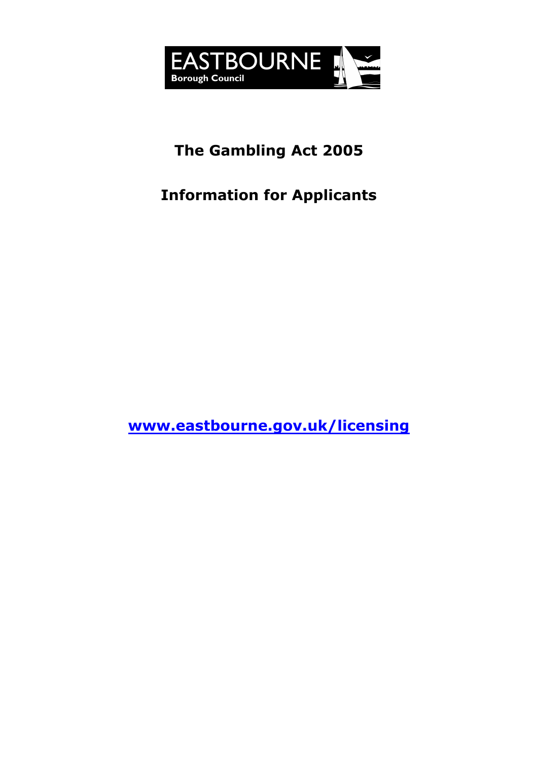EASTBOURNE
Borough Council

# The Gambling Act 2005

# Information for Applicants

**www.eastbourne.gov.uk/licensing**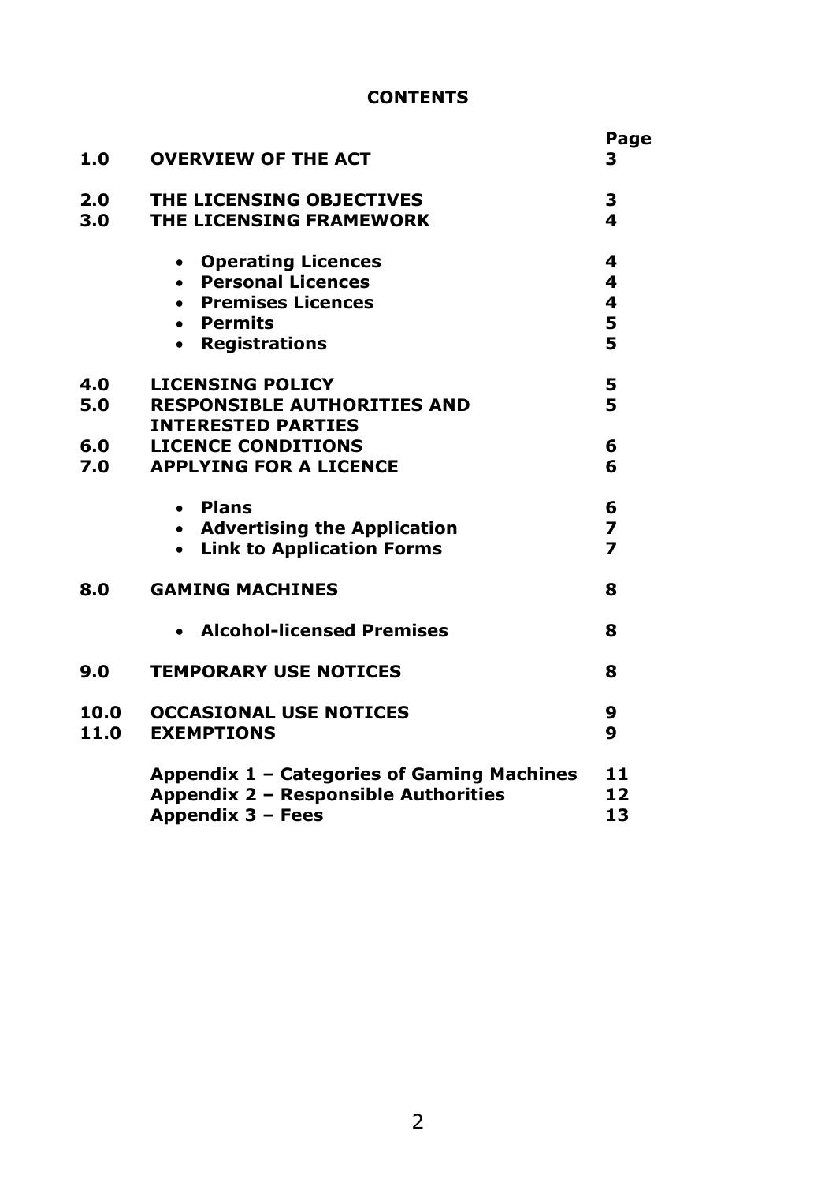# CONTENTS

| | | Page |
|---|---|---|
| **1.0** | **OVERVIEW OF THE ACT** | **3** |
| **2.0** | **THE LICENSING OBJECTIVES** | **3** |
| **3.0** | **THE LICENSING FRAMEWORK** | **4** |
| | • **Operating Licences** | **4** |
| | • **Personal Licences** | **4** |
| | • **Premises Licences** | **4** |
| | • **Permits** | **5** |
| | • **Registrations** | **5** |
| **4.0** | **LICENSING POLICY** | **5** |
| **5.0** | **RESPONSIBLE AUTHORITIES AND INTERESTED PARTIES** | **5** |
| **6.0** | **LICENCE CONDITIONS** | **6** |
| **7.0** | **APPLYING FOR A LICENCE** | **6** |
| | • **Plans** | **6** |
| | • **Advertising the Application** | **7** |
| | • **Link to Application Forms** | **7** |
| **8.0** | **GAMING MACHINES** | **8** |
| | • **Alcohol-licensed Premises** | **8** |
| **9.0** | **TEMPORARY USE NOTICES** | **8** |
| **10.0** | **OCCASIONAL USE NOTICES** | **9** |
| **11.0** | **EXEMPTIONS** | **9** |
| | **Appendix 1 – Categories of Gaming Machines** | **11** |
| | **Appendix 2 – Responsible Authorities** | **12** |
| | **Appendix 3 – Fees** | **13** |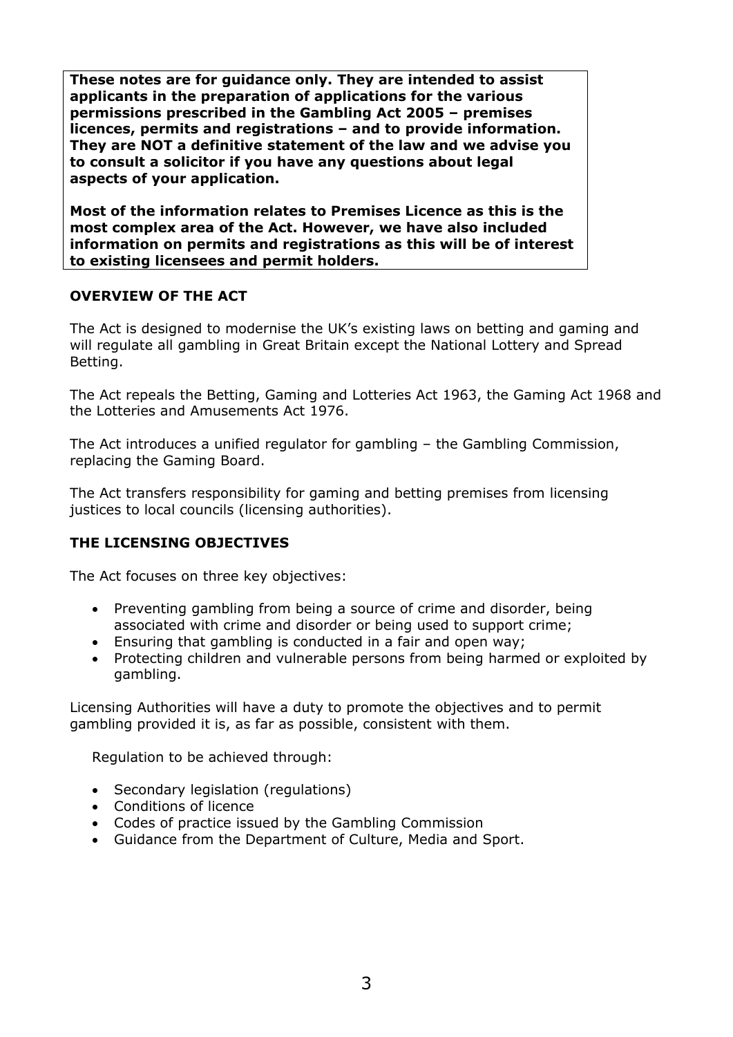**These notes are for guidance only. They are intended to assist applicants in the preparation of applications for the various permissions prescribed in the Gambling Act 2005 – premises licences, permits and registrations – and to provide information. They are NOT a definitive statement of the law and we advise you to consult a solicitor if you have any questions about legal aspects of your application.**

**Most of the information relates to Premises Licence as this is the most complex area of the Act. However, we have also included information on permits and registrations as this will be of interest to existing licensees and permit holders.**

## OVERVIEW OF THE ACT

The Act is designed to modernise the UK's existing laws on betting and gaming and will regulate all gambling in Great Britain except the National Lottery and Spread Betting.

The Act repeals the Betting, Gaming and Lotteries Act 1963, the Gaming Act 1968 and the Lotteries and Amusements Act 1976.

The Act introduces a unified regulator for gambling – the Gambling Commission, replacing the Gaming Board.

The Act transfers responsibility for gaming and betting premises from licensing justices to local councils (licensing authorities).

## THE LICENSING OBJECTIVES

The Act focuses on three key objectives:

- Preventing gambling from being a source of crime and disorder, being associated with crime and disorder or being used to support crime;
- Ensuring that gambling is conducted in a fair and open way;
- Protecting children and vulnerable persons from being harmed or exploited by gambling.

Licensing Authorities will have a duty to promote the objectives and to permit gambling provided it is, as far as possible, consistent with them.

Regulation to be achieved through:

- Secondary legislation (regulations)
- Conditions of licence
- Codes of practice issued by the Gambling Commission
- Guidance from the Department of Culture, Media and Sport.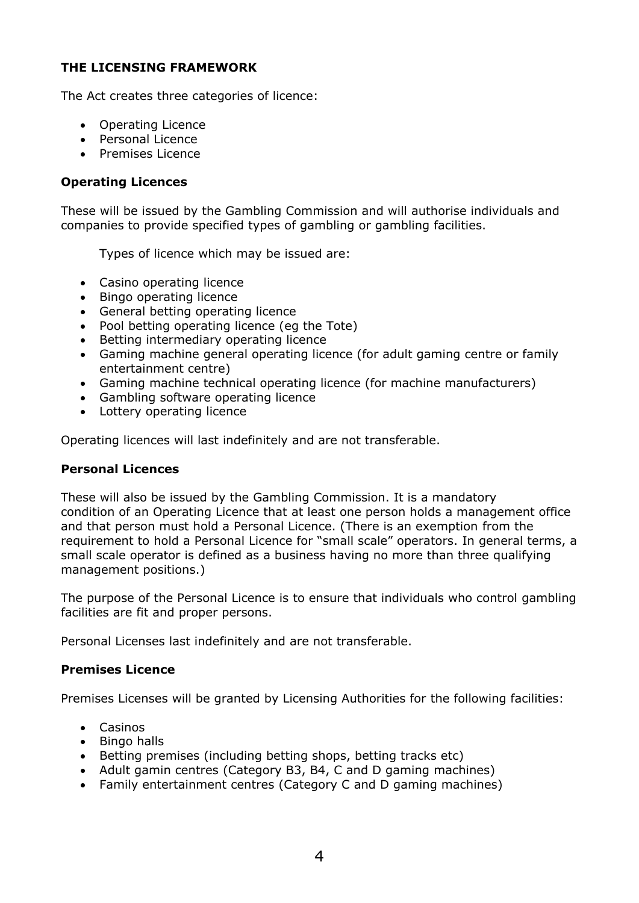**THE LICENSING FRAMEWORK**

The Act creates three categories of licence:

- Operating Licence
- Personal Licence
- Premises Licence

**Operating Licences**

These will be issued by the Gambling Commission and will authorise individuals and companies to provide specified types of gambling or gambling facilities.

Types of licence which may be issued are:

- Casino operating licence
- Bingo operating licence
- General betting operating licence
- Pool betting operating licence (eg the Tote)
- Betting intermediary operating licence
- Gaming machine general operating licence (for adult gaming centre or family entertainment centre)
- Gaming machine technical operating licence (for machine manufacturers)
- Gambling software operating licence
- Lottery operating licence

Operating licences will last indefinitely and are not transferable.

**Personal Licences**

These will also be issued by the Gambling Commission. It is a mandatory condition of an Operating Licence that at least one person holds a management office and that person must hold a Personal Licence. (There is an exemption from the requirement to hold a Personal Licence for "small scale" operators. In general terms, a small scale operator is defined as a business having no more than three qualifying management positions.)

The purpose of the Personal Licence is to ensure that individuals who control gambling facilities are fit and proper persons.

Personal Licenses last indefinitely and are not transferable.

**Premises Licence**

Premises Licenses will be granted by Licensing Authorities for the following facilities:

- Casinos
- Bingo halls
- Betting premises (including betting shops, betting tracks etc)
- Adult gamin centres (Category B3, B4, C and D gaming machines)
- Family entertainment centres (Category C and D gaming machines)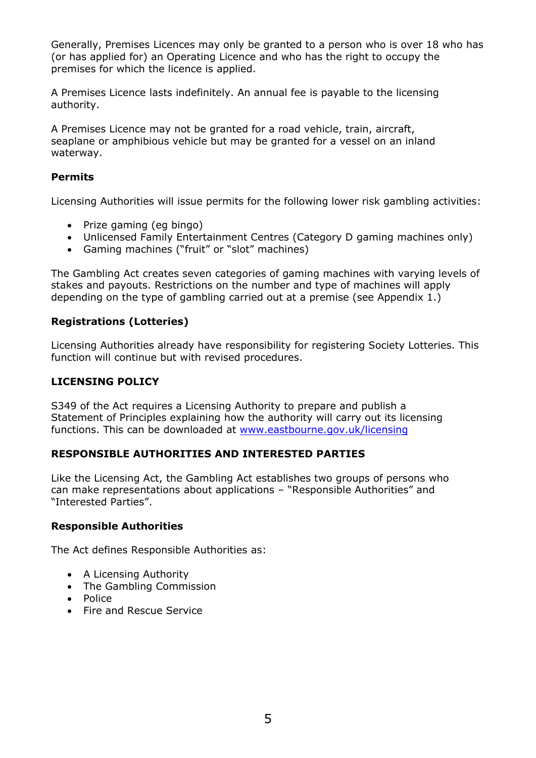Generally, Premises Licences may only be granted to a person who is over 18 who has (or has applied for) an Operating Licence and who has the right to occupy the premises for which the licence is applied.

A Premises Licence lasts indefinitely. An annual fee is payable to the licensing authority.

A Premises Licence may not be granted for a road vehicle, train, aircraft, seaplane or amphibious vehicle but may be granted for a vessel on an inland waterway.

### Permits

Licensing Authorities will issue permits for the following lower risk gambling activities:

- Prize gaming (eg bingo)
- Unlicensed Family Entertainment Centres (Category D gaming machines only)
- Gaming machines ("fruit" or "slot" machines)

The Gambling Act creates seven categories of gaming machines with varying levels of stakes and payouts. Restrictions on the number and type of machines will apply depending on the type of gambling carried out at a premise (see Appendix 1.)

### Registrations (Lotteries)

Licensing Authorities already have responsibility for registering Society Lotteries. This function will continue but with revised procedures.

## LICENSING POLICY

S349 of the Act requires a Licensing Authority to prepare and publish a Statement of Principles explaining how the authority will carry out its licensing functions. This can be downloaded at www.eastbourne.gov.uk/licensing

## RESPONSIBLE AUTHORITIES AND INTERESTED PARTIES

Like the Licensing Act, the Gambling Act establishes two groups of persons who can make representations about applications – "Responsible Authorities" and "Interested Parties".

### Responsible Authorities

The Act defines Responsible Authorities as:

- A Licensing Authority
- The Gambling Commission
- Police
- Fire and Rescue Service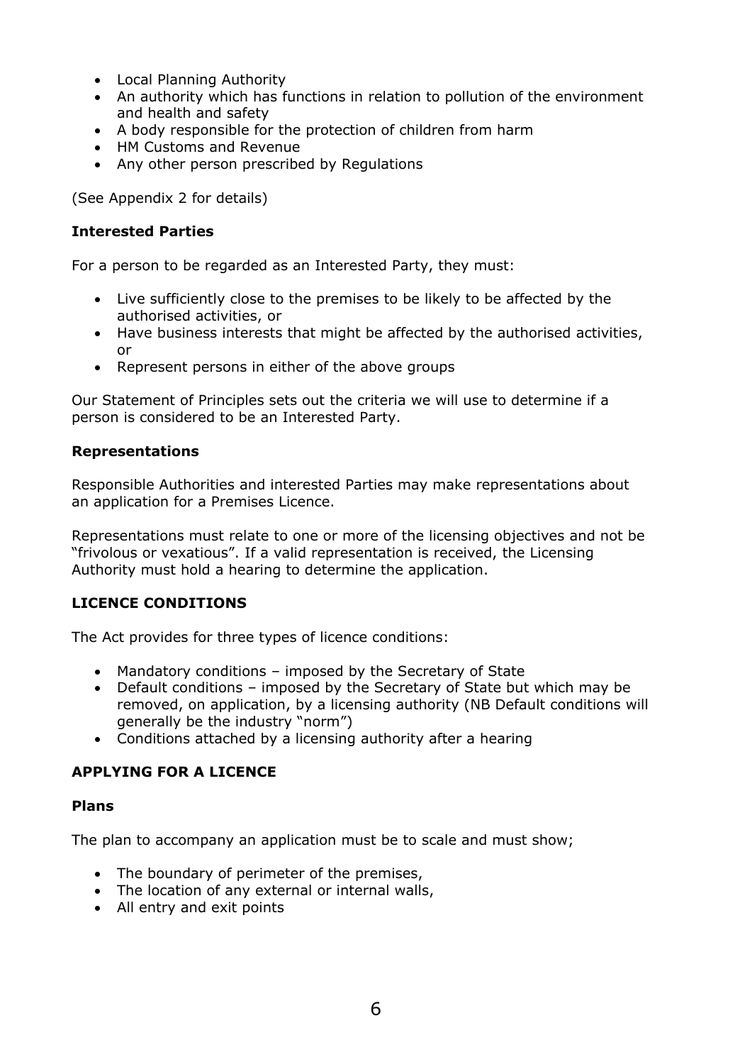- Local Planning Authority
- An authority which has functions in relation to pollution of the environment and health and safety
- A body responsible for the protection of children from harm
- HM Customs and Revenue
- Any other person prescribed by Regulations

(See Appendix 2 for details)

### Interested Parties

For a person to be regarded as an Interested Party, they must:

- Live sufficiently close to the premises to be likely to be affected by the authorised activities, or
- Have business interests that might be affected by the authorised activities, or
- Represent persons in either of the above groups

Our Statement of Principles sets out the criteria we will use to determine if a person is considered to be an Interested Party.

### Representations

Responsible Authorities and interested Parties may make representations about an application for a Premises Licence.

Representations must relate to one or more of the licensing objectives and not be "frivolous or vexatious". If a valid representation is received, the Licensing Authority must hold a hearing to determine the application.

## LICENCE CONDITIONS

The Act provides for three types of licence conditions:

- Mandatory conditions – imposed by the Secretary of State
- Default conditions – imposed by the Secretary of State but which may be removed, on application, by a licensing authority (NB Default conditions will generally be the industry "norm")
- Conditions attached by a licensing authority after a hearing

## APPLYING FOR A LICENCE

### Plans

The plan to accompany an application must be to scale and must show;

- The boundary of perimeter of the premises,
- The location of any external or internal walls,
- All entry and exit points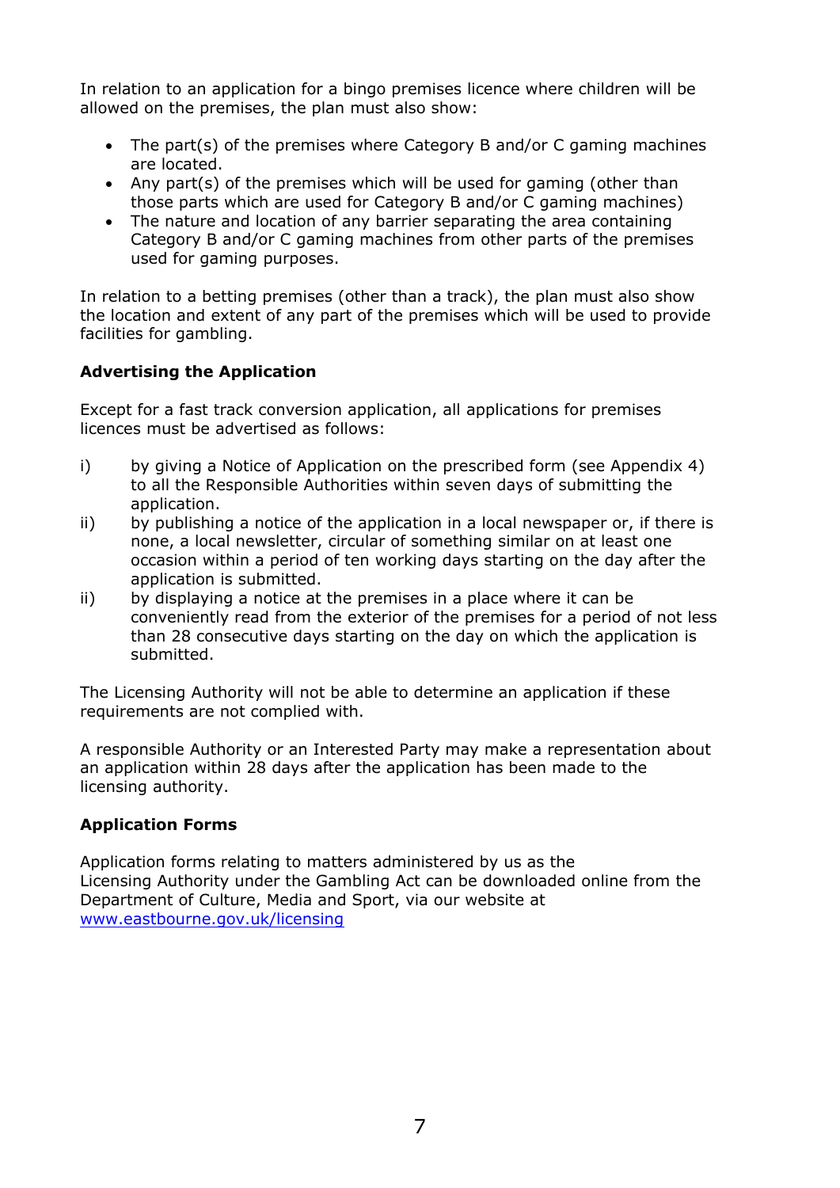In relation to an application for a bingo premises licence where children will be allowed on the premises, the plan must also show:

- The part(s) of the premises where Category B and/or C gaming machines are located.
- Any part(s) of the premises which will be used for gaming (other than those parts which are used for Category B and/or C gaming machines)
- The nature and location of any barrier separating the area containing Category B and/or C gaming machines from other parts of the premises used for gaming purposes.

In relation to a betting premises (other than a track), the plan must also show the location and extent of any part of the premises which will be used to provide facilities for gambling.

**Advertising the Application**

Except for a fast track conversion application, all applications for premises licences must be advertised as follows:

i) by giving a Notice of Application on the prescribed form (see Appendix 4) to all the Responsible Authorities within seven days of submitting the application.

ii) by publishing a notice of the application in a local newspaper or, if there is none, a local newsletter, circular of something similar on at least one occasion within a period of ten working days starting on the day after the application is submitted.

ii) by displaying a notice at the premises in a place where it can be conveniently read from the exterior of the premises for a period of not less than 28 consecutive days starting on the day on which the application is submitted.

The Licensing Authority will not be able to determine an application if these requirements are not complied with.

A responsible Authority or an Interested Party may make a representation about an application within 28 days after the application has been made to the licensing authority.

**Application Forms**

Application forms relating to matters administered by us as the Licensing Authority under the Gambling Act can be downloaded online from the Department of Culture, Media and Sport, via our website at www.eastbourne.gov.uk/licensing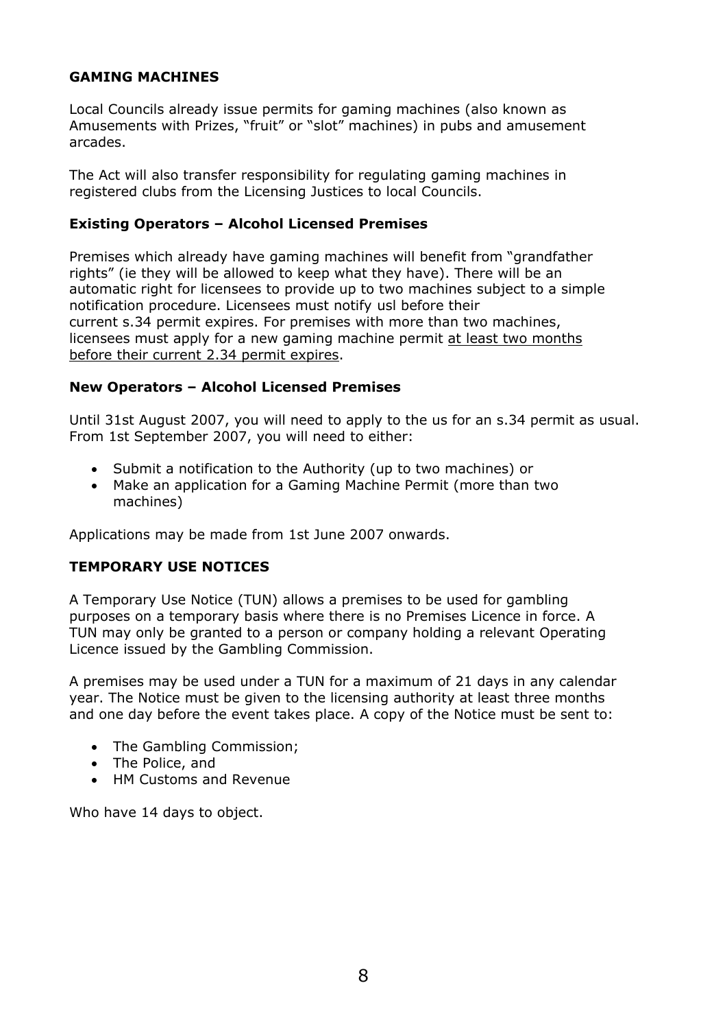## GAMING MACHINES

Local Councils already issue permits for gaming machines (also known as Amusements with Prizes, "fruit" or "slot" machines) in pubs and amusement arcades.

The Act will also transfer responsibility for regulating gaming machines in registered clubs from the Licensing Justices to local Councils.

### Existing Operators – Alcohol Licensed Premises

Premises which already have gaming machines will benefit from "grandfather rights" (ie they will be allowed to keep what they have). There will be an automatic right for licensees to provide up to two machines subject to a simple notification procedure. Licensees must notify usl before their current s.34 permit expires. For premises with more than two machines, licensees must apply for a new gaming machine permit <u>at least two months before their current 2.34 permit expires</u>.

### New Operators – Alcohol Licensed Premises

Until 31st August 2007, you will need to apply to the us for an s.34 permit as usual. From 1st September 2007, you will need to either:

- Submit a notification to the Authority (up to two machines) or
- Make an application for a Gaming Machine Permit (more than two machines)

Applications may be made from 1st June 2007 onwards.

## TEMPORARY USE NOTICES

A Temporary Use Notice (TUN) allows a premises to be used for gambling purposes on a temporary basis where there is no Premises Licence in force. A TUN may only be granted to a person or company holding a relevant Operating Licence issued by the Gambling Commission.

A premises may be used under a TUN for a maximum of 21 days in any calendar year. The Notice must be given to the licensing authority at least three months and one day before the event takes place. A copy of the Notice must be sent to:

- The Gambling Commission;
- The Police, and
- HM Customs and Revenue

Who have 14 days to object.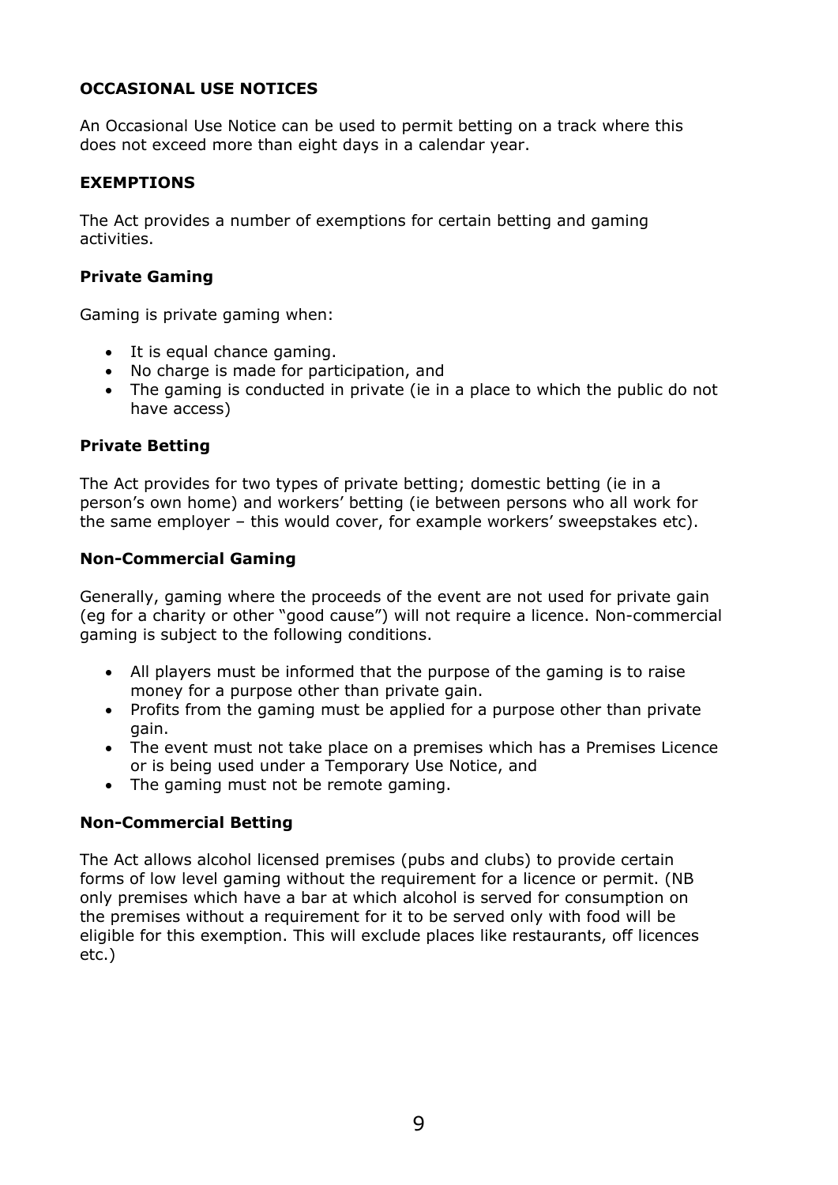## OCCASIONAL USE NOTICES

An Occasional Use Notice can be used to permit betting on a track where this does not exceed more than eight days in a calendar year.

## EXEMPTIONS

The Act provides a number of exemptions for certain betting and gaming activities.

### Private Gaming

Gaming is private gaming when:

- It is equal chance gaming.
- No charge is made for participation, and
- The gaming is conducted in private (ie in a place to which the public do not have access)

### Private Betting

The Act provides for two types of private betting; domestic betting (ie in a person's own home) and workers' betting (ie between persons who all work for the same employer – this would cover, for example workers' sweepstakes etc).

### Non-Commercial Gaming

Generally, gaming where the proceeds of the event are not used for private gain (eg for a charity or other "good cause") will not require a licence. Non-commercial gaming is subject to the following conditions.

- All players must be informed that the purpose of the gaming is to raise money for a purpose other than private gain.
- Profits from the gaming must be applied for a purpose other than private gain.
- The event must not take place on a premises which has a Premises Licence or is being used under a Temporary Use Notice, and
- The gaming must not be remote gaming.

### Non-Commercial Betting

The Act allows alcohol licensed premises (pubs and clubs) to provide certain forms of low level gaming without the requirement for a licence or permit. (NB only premises which have a bar at which alcohol is served for consumption on the premises without a requirement for it to be served only with food will be eligible for this exemption. This will exclude places like restaurants, off licences etc.)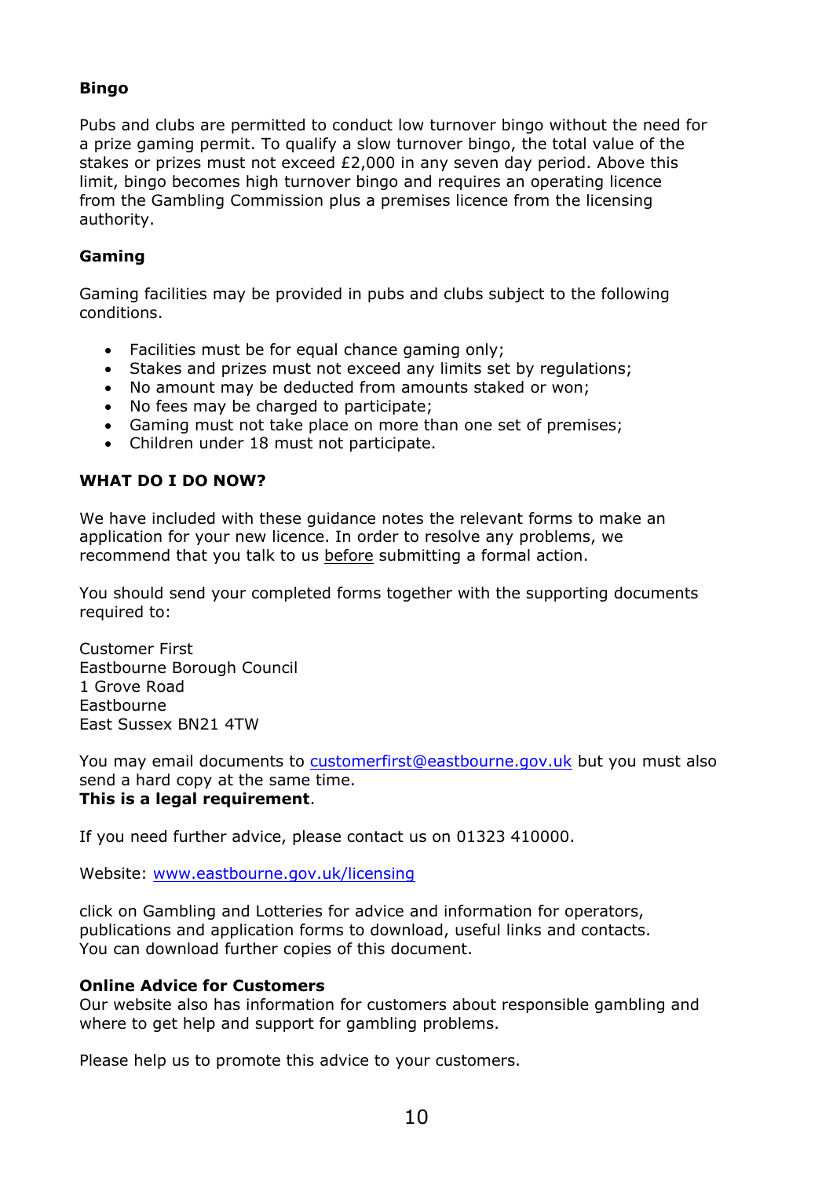**Bingo**

Pubs and clubs are permitted to conduct low turnover bingo without the need for a prize gaming permit. To qualify a slow turnover bingo, the total value of the stakes or prizes must not exceed £2,000 in any seven day period. Above this limit, bingo becomes high turnover bingo and requires an operating licence from the Gambling Commission plus a premises licence from the licensing authority.

**Gaming**

Gaming facilities may be provided in pubs and clubs subject to the following conditions.

- Facilities must be for equal chance gaming only;
- Stakes and prizes must not exceed any limits set by regulations;
- No amount may be deducted from amounts staked or won;
- No fees may be charged to participate;
- Gaming must not take place on more than one set of premises;
- Children under 18 must not participate.

**WHAT DO I DO NOW?**

We have included with these guidance notes the relevant forms to make an application for your new licence. In order to resolve any problems, we recommend that you talk to us before submitting a formal action.

You should send your completed forms together with the supporting documents required to:

Customer First
Eastbourne Borough Council
1 Grove Road
Eastbourne
East Sussex BN21 4TW

You may email documents to customerfirst@eastbourne.gov.uk but you must also send a hard copy at the same time.
**This is a legal requirement**.

If you need further advice, please contact us on 01323 410000.

Website: www.eastbourne.gov.uk/licensing

click on Gambling and Lotteries for advice and information for operators, publications and application forms to download, useful links and contacts. You can download further copies of this document.

**Online Advice for Customers**
Our website also has information for customers about responsible gambling and where to get help and support for gambling problems.

Please help us to promote this advice to your customers.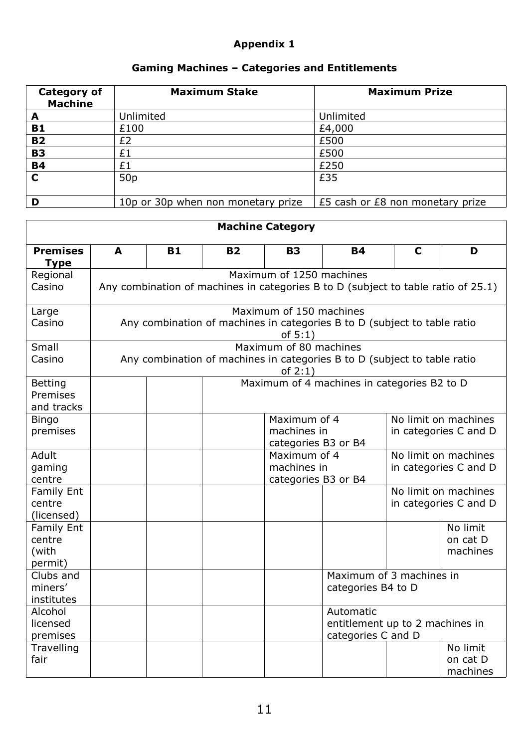# Appendix 1

## Gaming Machines – Categories and Entitlements

| Category of Machine | Maximum Stake | Maximum Prize |
|---|---|---|
| **A** | Unlimited | Unlimited |
| **B1** | £100 | £4,000 |
| **B2** | £2 | £500 |
| **B3** | £1 | £500 |
| **B4** | £1 | £250 |
| **C** | 50p | £35 |
| **D** | 10p or 30p when non monetary prize | £5 cash or £8 non monetary prize |

| **Machine Category** | | | | | | | |
|---|---|---|---|---|---|---|---|
| **Premises Type** | **A** | **B1** | **B2** | **B3** | **B4** | **C** | **D** |
| Regional Casino | Maximum of 1250 machines Any combination of machines in categories B to D (subject to table ratio of 25.1) | | | | | | |
| Large Casino | Maximum of 150 machines Any combination of machines in categories B to D (subject to table ratio of 5:1) | | | | | | |
| Small Casino | Maximum of 80 machines Any combination of machines in categories B to D (subject to table ratio of 2:1) | | | | | | |
| Betting Premises and tracks | | | Maximum of 4 machines in categories B2 to D | | | | |
| Bingo premises | | | | Maximum of 4 machines in categories B3 or B4 | | No limit on machines in categories C and D | |
| Adult gaming centre | | | | Maximum of 4 machines in categories B3 or B4 | | No limit on machines in categories C and D | |
| Family Ent centre (licensed) | | | | | | No limit on machines in categories C and D | |
| Family Ent centre (with permit) | | | | | | | No limit on cat D machines |
| Clubs and miners' institutes | | | | | Maximum of 3 machines in categories B4 to D | | |
| Alcohol licensed premises | | | | | Automatic entitlement up to 2 machines in categories C and D | | |
| Travelling fair | | | | | | | No limit on cat D machines |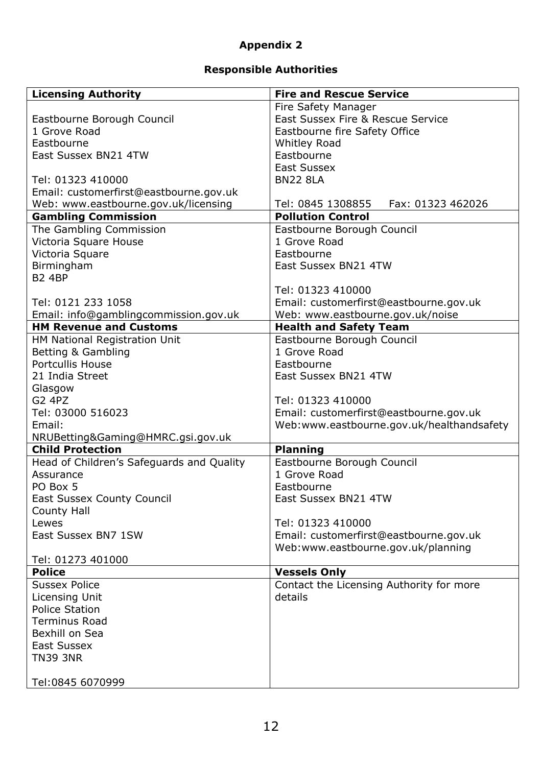# Appendix 2

## Responsible Authorities

| Licensing Authority | Fire and Rescue Service |
|---|---|
| Eastbourne Borough Council<br>1 Grove Road<br>Eastbourne<br>East Sussex BN21 4TW<br><br>Tel: 01323 410000<br>Email: customerfirst@eastbourne.gov.uk<br>Web: www.eastbourne.gov.uk/licensing | Fire Safety Manager<br>East Sussex Fire & Rescue Service<br>Eastbourne fire Safety Office<br>Whitley Road<br>Eastbourne<br>East Sussex<br>BN22 8LA<br><br>Tel: 0845 1308855 Fax: 01323 462026 |
| **Gambling Commission** | **Pollution Control** |
| The Gambling Commission<br>Victoria Square House<br>Victoria Square<br>Birmingham<br>B2 4BP<br><br>Tel: 0121 233 1058<br>Email: info@gamblingcommission.gov.uk | Eastbourne Borough Council<br>1 Grove Road<br>Eastbourne<br>East Sussex BN21 4TW<br><br>Tel: 01323 410000<br>Email: customerfirst@eastbourne.gov.uk<br>Web: www.eastbourne.gov.uk/noise |
| **HM Revenue and Customs** | **Health and Safety Team** |
| HM National Registration Unit<br>Betting & Gambling<br>Portcullis House<br>21 India Street<br>Glasgow<br>G2 4PZ<br>Tel: 03000 516023<br>Email:<br>NRUBetting&Gaming@HMRC.gsi.gov.uk | Eastbourne Borough Council<br>1 Grove Road<br>Eastbourne<br>East Sussex BN21 4TW<br><br>Tel: 01323 410000<br>Email: customerfirst@eastbourne.gov.uk<br>Web:www.eastbourne.gov.uk/healthandsafety |
| **Child Protection** | **Planning** |
| Head of Children's Safeguards and Quality Assurance<br>PO Box 5<br>East Sussex County Council<br>County Hall<br>Lewes<br>East Sussex BN7 1SW<br><br>Tel: 01273 401000 | Eastbourne Borough Council<br>1 Grove Road<br>Eastbourne<br>East Sussex BN21 4TW<br><br>Tel: 01323 410000<br>Email: customerfirst@eastbourne.gov.uk<br>Web:www.eastbourne.gov.uk/planning |
| **Police** | **Vessels Only** |
| Sussex Police<br>Licensing Unit<br>Police Station<br>Terminus Road<br>Bexhill on Sea<br>East Sussex<br>TN39 3NR<br><br>Tel:0845 6070999 | Contact the Licensing Authority for more details |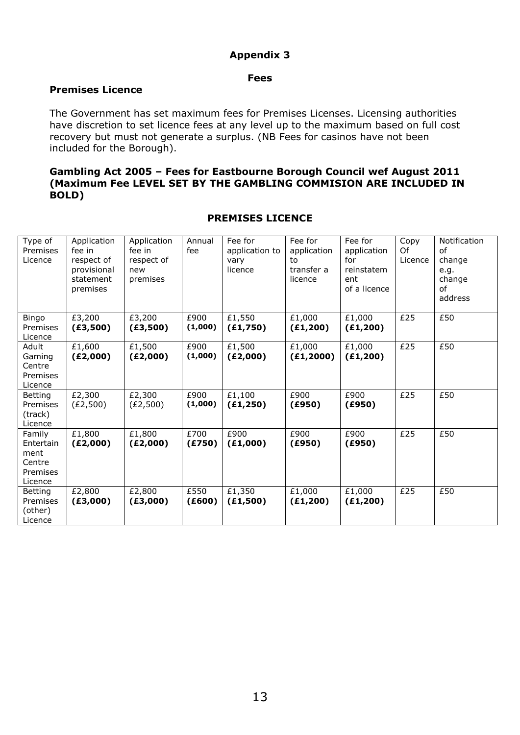# Appendix 3

## Fees

### Premises Licence

The Government has set maximum fees for Premises Licenses. Licensing authorities have discretion to set licence fees at any level up to the maximum based on full cost recovery but must not generate a surplus. (NB Fees for casinos have not been included for the Borough).

### Gambling Act 2005 – Fees for Eastbourne Borough Council wef August 2011 (Maximum Fee LEVEL SET BY THE GAMBLING COMMISION ARE INCLUDED IN BOLD)

**PREMISES LICENCE**

| Type of Premises Licence | Application fee in respect of provisional statement premises | Application fee in respect of new premises | Annual fee | Fee for application to vary licence | Fee for application to transfer a licence | Fee for application for reinstatement of a licence | Copy Of Licence | Notification of change e.g. change of address |
|---|---|---|---|---|---|---|---|---|
| Bingo Premises Licence | £3,200 **(£3,500)** | £3,200 **(£3,500)** | £900 **(1,000)** | £1,550 **(£1,750)** | £1,000 **(£1,200)** | £1,000 **(£1,200)** | £25 | £50 |
| Adult Gaming Centre Premises Licence | £1,600 **(£2,000)** | £1,500 **(£2,000)** | £900 **(1,000)** | £1,500 **(£2,000)** | £1,000 **(£1,2000)** | £1,000 **(£1,200)** | £25 | £50 |
| Betting Premises (track) Licence | £2,300 (£2,500) | £2,300 (£2,500) | £900 **(1,000)** | £1,100 **(£1,250)** | £900 **(£950)** | £900 **(£950)** | £25 | £50 |
| Family Entertainment Centre Premises Licence | £1,800 **(£2,000)** | £1,800 **(£2,000)** | £700 **(£750)** | £900 **(£1,000)** | £900 **(£950)** | £900 **(£950)** | £25 | £50 |
| Betting Premises (other) Licence | £2,800 **(£3,000)** | £2,800 **(£3,000)** | £550 **(£600)** | £1,350 **(£1,500)** | £1,000 **(£1,200)** | £1,000 **(£1,200)** | £25 | £50 |